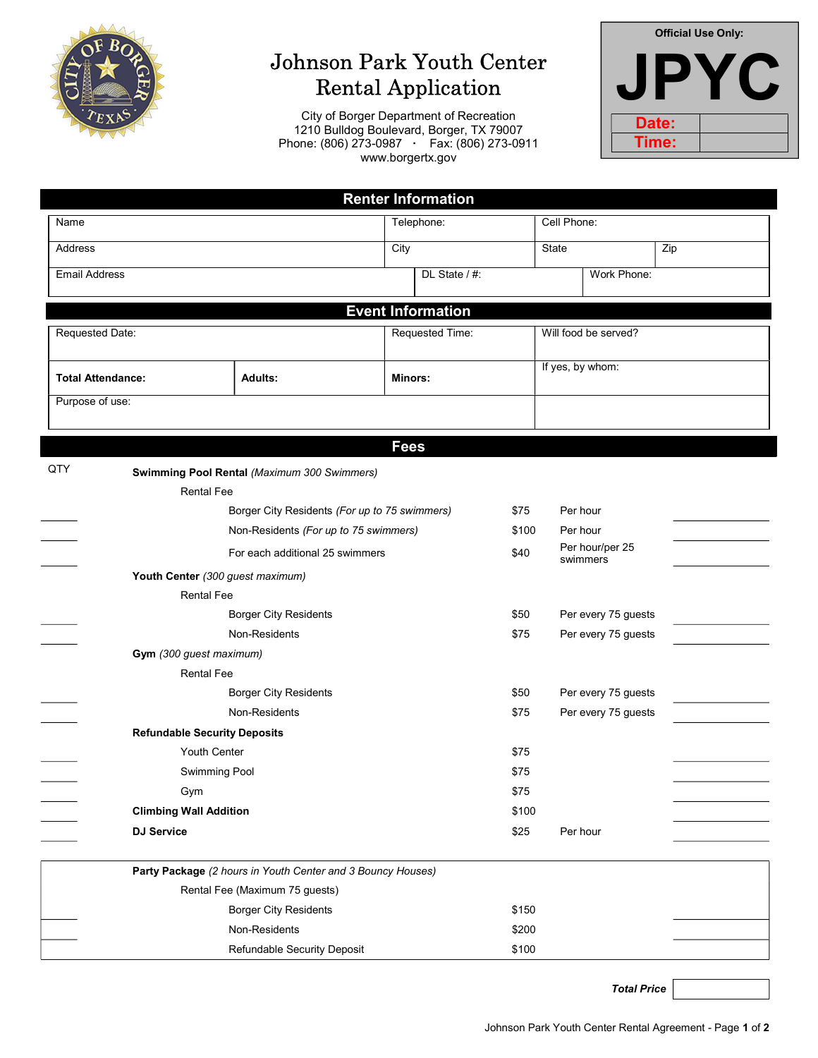# Johnson Park Youth Center Rental Application

City of Borger Department of Recreation
1210 Bulldog Boulevard, Borger, TX 79007
Phone: (806) 273-0987 · Fax: (806) 273-0911
www.borgertx.gov

**Official Use Only:**

**JPYC**

| Date: | |
|---|---|
| Time: | |

## Renter Information

| Name | Telephone: | Cell Phone: | |
|---|---|---|---|
| Address | City | State | Zip |
| Email Address | DL State / #: | Work Phone: | |

## Event Information

| Requested Date: | | Requested Time: | Will food be served? |
|---|---|---|---|
| **Total Attendance:** | **Adults:** | **Minors:** | If yes, by whom: |
| Purpose of use: | | | |

## Fees

| QTY | Item | Price | Unit | Amount |
|---|---|---|---|---|
| | **Swimming Pool Rental** *(Maximum 300 Swimmers)* | | | |
| | Rental Fee | | | |
| | Borger City Residents *(For up to 75 swimmers)* | $75 | Per hour | |
| | Non-Residents *(For up to 75 swimmers)* | $100 | Per hour | |
| | For each additional 25 swimmers | $40 | Per hour/per 25 swimmers | |
| | **Youth Center** *(300 guest maximum)* | | | |
| | Rental Fee | | | |
| | Borger City Residents | $50 | Per every 75 guests | |
| | Non-Residents | $75 | Per every 75 guests | |
| | **Gym** *(300 guest maximum)* | | | |
| | Rental Fee | | | |
| | Borger City Residents | $50 | Per every 75 guests | |
| | Non-Residents | $75 | Per every 75 guests | |
| | **Refundable Security Deposits** | | | |
| | Youth Center | $75 | | |
| | Swimming Pool | $75 | | |
| | Gym | $75 | | |
| | **Climbing Wall Addition** | $100 | | |
| | **DJ Service** | $25 | Per hour | |

| QTY | Item | Price | Amount |
|---|---|---|---|
| | **Party Package** *(2 hours in Youth Center and 3 Bouncy Houses)* | | |
| | Rental Fee (Maximum 75 guests) | | |
| | Borger City Residents | $150 | |
| | Non-Residents | $200 | |
| | Refundable Security Deposit | $100 | |

***Total Price*** ____________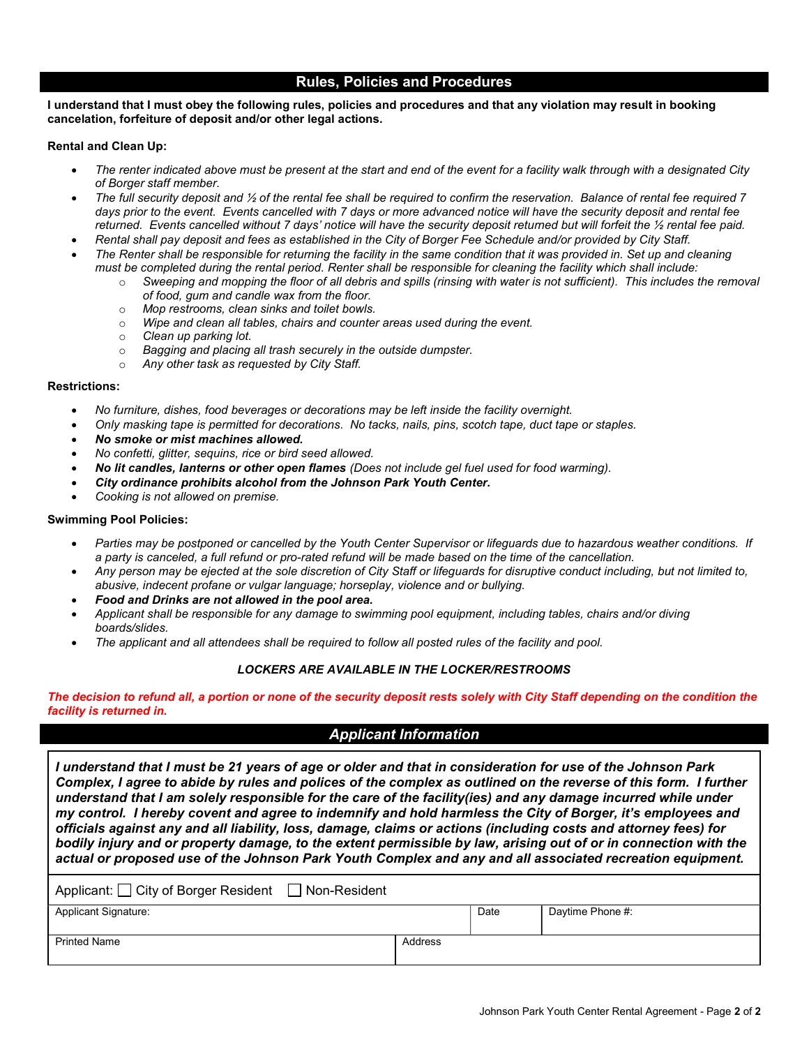## Rules, Policies and Procedures

**I understand that I must obey the following rules, policies and procedures and that any violation may result in booking cancelation, forfeiture of deposit and/or other legal actions.**

**Rental and Clean Up:**

- *The renter indicated above must be present at the start and end of the event for a facility walk through with a designated City of Borger staff member.*
- *The full security deposit and ½ of the rental fee shall be required to confirm the reservation. Balance of rental fee required 7 days prior to the event. Events cancelled with 7 days or more advanced notice will have the security deposit and rental fee returned. Events cancelled without 7 days' notice will have the security deposit returned but will forfeit the ½ rental fee paid.*
- *Rental shall pay deposit and fees as established in the City of Borger Fee Schedule and/or provided by City Staff.*
- *The Renter shall be responsible for returning the facility in the same condition that it was provided in. Set up and cleaning must be completed during the rental period. Renter shall be responsible for cleaning the facility which shall include:*
  - *Sweeping and mopping the floor of all debris and spills (rinsing with water is not sufficient). This includes the removal of food, gum and candle wax from the floor.*
  - *Mop restrooms, clean sinks and toilet bowls.*
  - *Wipe and clean all tables, chairs and counter areas used during the event.*
  - *Clean up parking lot.*
  - *Bagging and placing all trash securely in the outside dumpster.*
  - *Any other task as requested by City Staff.*

**Restrictions:**

- *No furniture, dishes, food beverages or decorations may be left inside the facility overnight.*
- *Only masking tape is permitted for decorations. No tacks, nails, pins, scotch tape, duct tape or staples.*
- ***No smoke or mist machines allowed.***
- *No confetti, glitter, sequins, rice or bird seed allowed.*
- ***No lit candles, lanterns or other open flames** (Does not include gel fuel used for food warming).*
- ***City ordinance prohibits alcohol from the Johnson Park Youth Center.***
- *Cooking is not allowed on premise.*

**Swimming Pool Policies:**

- *Parties may be postponed or cancelled by the Youth Center Supervisor or lifeguards due to hazardous weather conditions. If a party is canceled, a full refund or pro-rated refund will be made based on the time of the cancellation.*
- *Any person may be ejected at the sole discretion of City Staff or lifeguards for disruptive conduct including, but not limited to, abusive, indecent profane or vulgar language; horseplay, violence and or bullying.*
- ***Food and Drinks are not allowed in the pool area.***
- *Applicant shall be responsible for any damage to swimming pool equipment, including tables, chairs and/or diving boards/slides.*
- *The applicant and all attendees shall be required to follow all posted rules of the facility and pool.*

***LOCKERS ARE AVAILABLE IN THE LOCKER/RESTROOMS***

***The decision to refund all, a portion or none of the security deposit rests solely with City Staff depending on the condition the facility is returned in.***

## *Applicant Information*

***I understand that I must be 21 years of age or older and that in consideration for use of the Johnson Park Complex, I agree to abide by rules and polices of the complex as outlined on the reverse of this form. I further understand that I am solely responsible for the care of the facility(ies) and any damage incurred while under my control. I hereby covent and agree to indemnify and hold harmless the City of Borger, it's employees and officials against any and all liability, loss, damage, claims or actions (including costs and attorney fees) for bodily injury and or property damage, to the extent permissible by law, arising out of or in connection with the actual or proposed use of the Johnson Park Youth Complex and any and all associated recreation equipment.***

Applicant: ☐ City of Borger Resident ☐ Non-Resident

| | | |
|---|---|---|
| Applicant Signature: | Date | Daytime Phone #: |
| Printed Name | Address | |